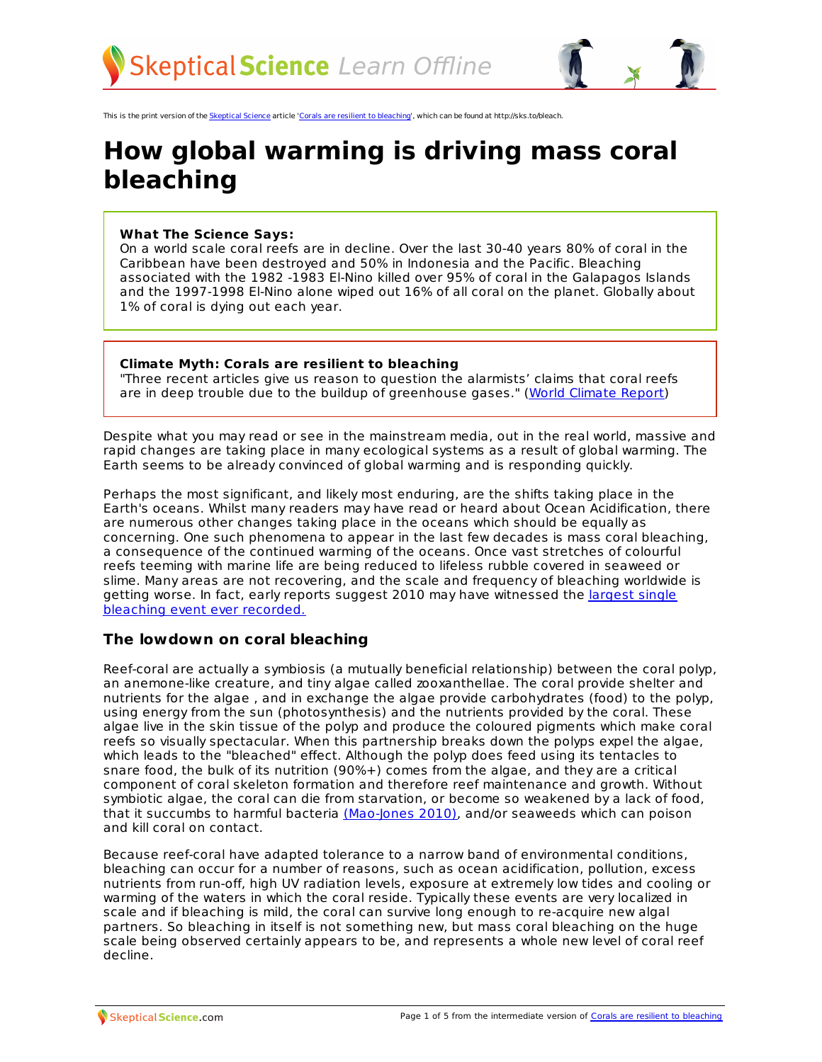This is the print version of the Skeptical Science article 'Corals are resilient to bleaching', which can be found at http://sks.to/bleach.

# How global warming is driving mass coral bleaching

**What The Science Says:**
On a world scale coral reefs are in decline. Over the last 30-40 years 80% of coral in the Caribbean have been destroyed and 50% in Indonesia and the Pacific. Bleaching associated with the 1982 -1983 El-Nino killed over 95% of coral in the Galapagos Islands and the 1997-1998 El-Nino alone wiped out 16% of all coral on the planet. Globally about 1% of coral is dying out each year.

**Climate Myth: Corals are resilient to bleaching**
"Three recent articles give us reason to question the alarmists' claims that coral reefs are in deep trouble due to the buildup of greenhouse gases." (World Climate Report)

Despite what you may read or see in the mainstream media, out in the real world, massive and rapid changes are taking place in many ecological systems as a result of global warming. The Earth seems to be already convinced of global warming and is responding quickly.

Perhaps the most significant, and likely most enduring, are the shifts taking place in the Earth's oceans. Whilst many readers may have read or heard about Ocean Acidification, there are numerous other changes taking place in the oceans which should be equally as concerning. One such phenomena to appear in the last few decades is mass coral bleaching, a consequence of the continued warming of the oceans. Once vast stretches of colourful reefs teeming with marine life are being reduced to lifeless rubble covered in seaweed or slime. Many areas are not recovering, and the scale and frequency of bleaching worldwide is getting worse. In fact, early reports suggest 2010 may have witnessed the largest single bleaching event ever recorded.

## The lowdown on coral bleaching

Reef-coral are actually a symbiosis (a mutually beneficial relationship) between the coral polyp, an anemone-like creature, and tiny algae called zooxanthellae. The coral provide shelter and nutrients for the algae , and in exchange the algae provide carbohydrates (food) to the polyp, using energy from the sun (photosynthesis) and the nutrients provided by the coral. These algae live in the skin tissue of the polyp and produce the coloured pigments which make coral reefs so visually spectacular. When this partnership breaks down the polyps expel the algae, which leads to the "bleached" effect. Although the polyp does feed using its tentacles to snare food, the bulk of its nutrition (90%+) comes from the algae, and they are a critical component of coral skeleton formation and therefore reef maintenance and growth. Without symbiotic algae, the coral can die from starvation, or become so weakened by a lack of food, that it succumbs to harmful bacteria (Mao-Jones 2010), and/or seaweeds which can poison and kill coral on contact.

Because reef-coral have adapted tolerance to a narrow band of environmental conditions, bleaching can occur for a number of reasons, such as ocean acidification, pollution, excess nutrients from run-off, high UV radiation levels, exposure at extremely low tides and cooling or warming of the waters in which the coral reside. Typically these events are very localized in scale and if bleaching is mild, the coral can survive long enough to re-acquire new algal partners. So bleaching in itself is not something new, but mass coral bleaching on the huge scale being observed certainly appears to be, and represents a whole new level of coral reef decline.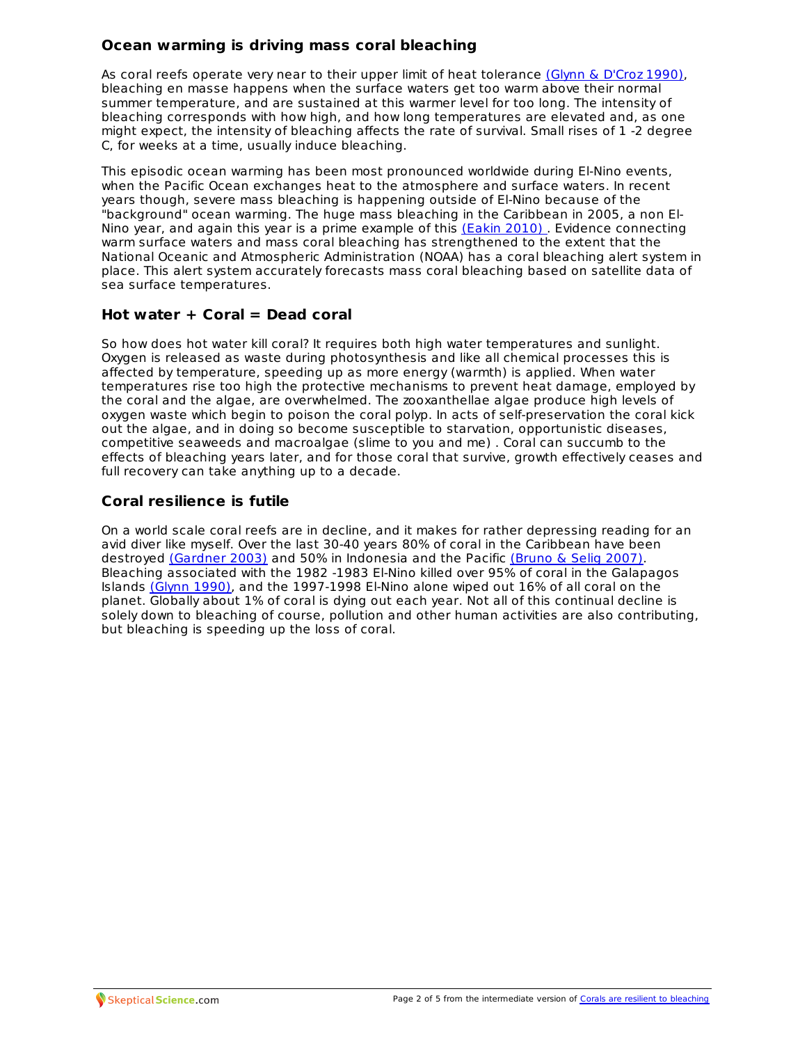## Ocean warming is driving mass coral bleaching

As coral reefs operate very near to their upper limit of heat tolerance (Glynn & D'Croz 1990), bleaching en masse happens when the surface waters get too warm above their normal summer temperature, and are sustained at this warmer level for too long. The intensity of bleaching corresponds with how high, and how long temperatures are elevated and, as one might expect, the intensity of bleaching affects the rate of survival. Small rises of 1 -2 degree C, for weeks at a time, usually induce bleaching.

This episodic ocean warming has been most pronounced worldwide during El-Nino events, when the Pacific Ocean exchanges heat to the atmosphere and surface waters. In recent years though, severe mass bleaching is happening outside of El-Nino because of the "background" ocean warming. The huge mass bleaching in the Caribbean in 2005, a non El-Nino year, and again this year is a prime example of this (Eakin 2010) . Evidence connecting warm surface waters and mass coral bleaching has strengthened to the extent that the National Oceanic and Atmospheric Administration (NOAA) has a coral bleaching alert system in place. This alert system accurately forecasts mass coral bleaching based on satellite data of sea surface temperatures.

## Hot water + Coral = Dead coral

So how does hot water kill coral? It requires both high water temperatures and sunlight. Oxygen is released as waste during photosynthesis and like all chemical processes this is affected by temperature, speeding up as more energy (warmth) is applied. When water temperatures rise too high the protective mechanisms to prevent heat damage, employed by the coral and the algae, are overwhelmed. The zooxanthellae algae produce high levels of oxygen waste which begin to poison the coral polyp. In acts of self-preservation the coral kick out the algae, and in doing so become susceptible to starvation, opportunistic diseases, competitive seaweeds and macroalgae (slime to you and me) . Coral can succumb to the effects of bleaching years later, and for those coral that survive, growth effectively ceases and full recovery can take anything up to a decade.

## Coral resilience is futile

On a world scale coral reefs are in decline, and it makes for rather depressing reading for an avid diver like myself. Over the last 30-40 years 80% of coral in the Caribbean have been destroyed (Gardner 2003) and 50% in Indonesia and the Pacific (Bruno & Selig 2007). Bleaching associated with the 1982 -1983 El-Nino killed over 95% of coral in the Galapagos Islands (Glynn 1990), and the 1997-1998 El-Nino alone wiped out 16% of all coral on the planet. Globally about 1% of coral is dying out each year. Not all of this continual decline is solely down to bleaching of course, pollution and other human activities are also contributing, but bleaching is speeding up the loss of coral.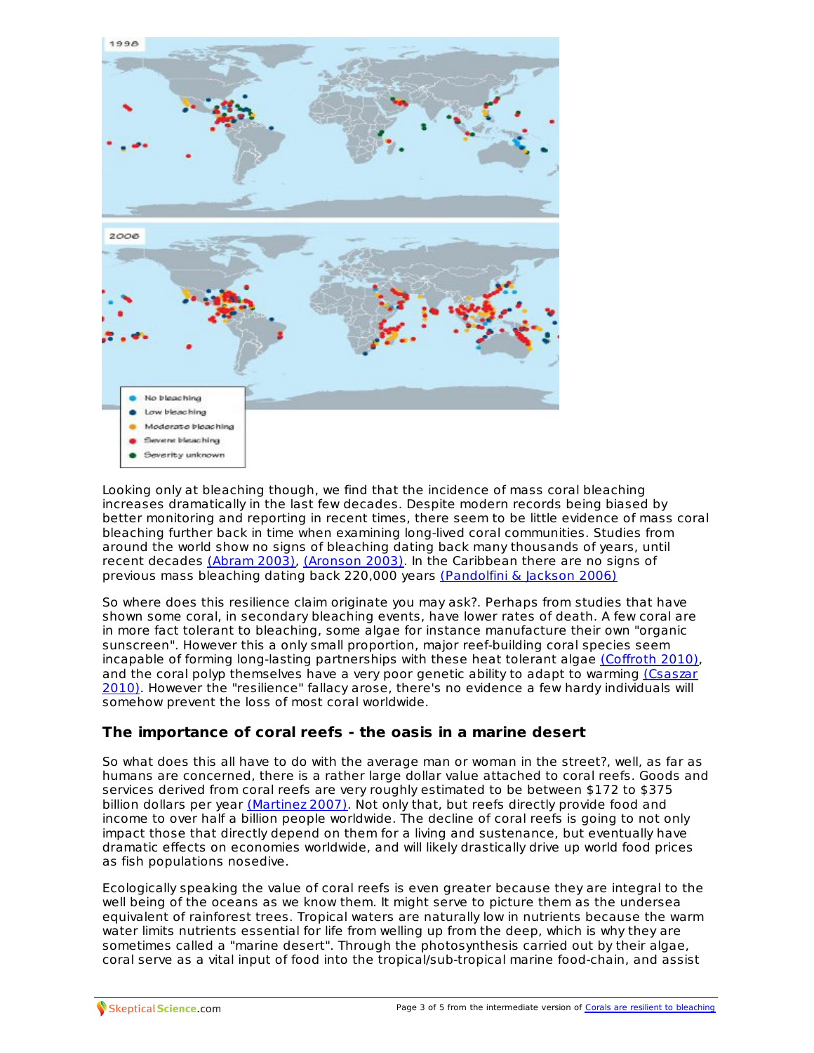Looking only at bleaching though, we find that the incidence of mass coral bleaching increases dramatically in the last few decades. Despite modern records being biased by better monitoring and reporting in recent times, there seem to be little evidence of mass coral bleaching further back in time when examining long-lived coral communities. Studies from around the world show no signs of bleaching dating back many thousands of years, until recent decades [(Abram 2003)](), [(Aronson 2003)](). In the Caribbean there are no signs of previous mass bleaching dating back 220,000 years [(Pandolfini & Jackson 2006)]()

So where does this resilience claim originate you may ask?. Perhaps from studies that have shown some coral, in secondary bleaching events, have lower rates of death. A few coral are in more fact tolerant to bleaching, some algae for instance manufacture their own "organic sunscreen". However this a only small proportion, major reef-building coral species seem incapable of forming long-lasting partnerships with these heat tolerant algae [(Coffroth 2010)](), and the coral polyp themselves have a very poor genetic ability to adapt to warming [(Csaszar 2010)](). However the "resilience" fallacy arose, there's no evidence a few hardy individuals will somehow prevent the loss of most coral worldwide.

### The importance of coral reefs - the oasis in a marine desert

So what does this all have to do with the average man or woman in the street?, well, as far as humans are concerned, there is a rather large dollar value attached to coral reefs. Goods and services derived from coral reefs are very roughly estimated to be between $172 to $375 billion dollars per year [(Martinez 2007)](). Not only that, but reefs directly provide food and income to over half a billion people worldwide. The decline of coral reefs is going to not only impact those that directly depend on them for a living and sustenance, but eventually have dramatic effects on economies worldwide, and will likely drastically drive up world food prices as fish populations nosedive.

Ecologically speaking the value of coral reefs is even greater because they are integral to the well being of the oceans as we know them. It might serve to picture them as the undersea equivalent of rainforest trees. Tropical waters are naturally low in nutrients because the warm water limits nutrients essential for life from welling up from the deep, which is why they are sometimes called a "marine desert". Through the photosynthesis carried out by their algae, coral serve as a vital input of food into the tropical/sub-tropical marine food-chain, and assist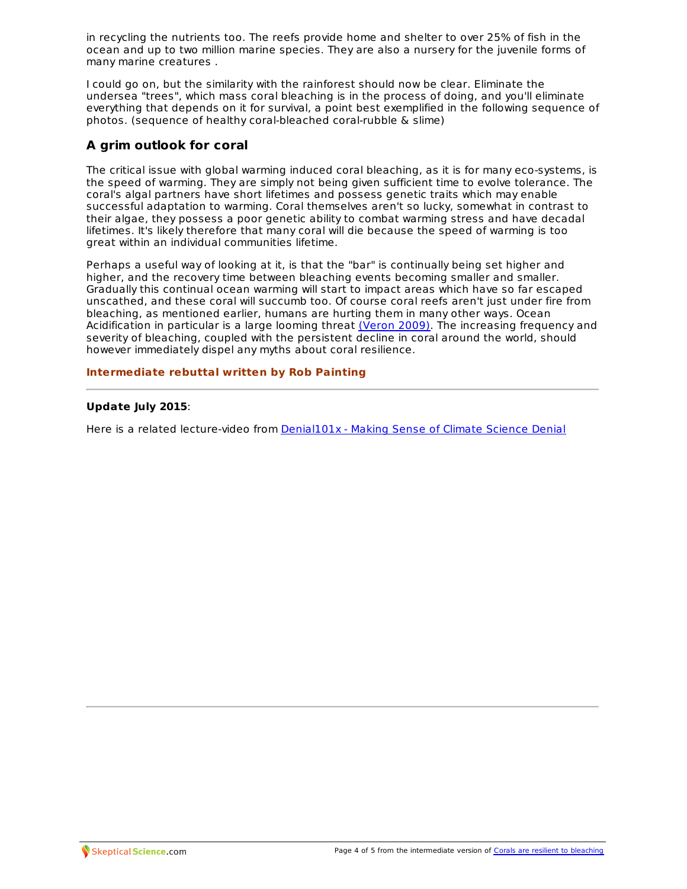in recycling the nutrients too. The reefs provide home and shelter to over 25% of fish in the ocean and up to two million marine species. They are also a nursery for the juvenile forms of many marine creatures .

I could go on, but the similarity with the rainforest should now be clear. Eliminate the undersea "trees", which mass coral bleaching is in the process of doing, and you'll eliminate everything that depends on it for survival, a point best exemplified in the following sequence of photos. (sequence of healthy coral-bleached coral-rubble & slime)

## A grim outlook for coral

The critical issue with global warming induced coral bleaching, as it is for many eco-systems, is the speed of warming. They are simply not being given sufficient time to evolve tolerance. The coral's algal partners have short lifetimes and possess genetic traits which may enable successful adaptation to warming. Coral themselves aren't so lucky, somewhat in contrast to their algae, they possess a poor genetic ability to combat warming stress and have decadal lifetimes. It's likely therefore that many coral will die because the speed of warming is too great within an individual communities lifetime.

Perhaps a useful way of looking at it, is that the "bar" is continually being set higher and higher, and the recovery time between bleaching events becoming smaller and smaller. Gradually this continual ocean warming will start to impact areas which have so far escaped unscathed, and these coral will succumb too. Of course coral reefs aren't just under fire from bleaching, as mentioned earlier, humans are hurting them in many other ways. Ocean Acidification in particular is a large looming threat (Veron 2009). The increasing frequency and severity of bleaching, coupled with the persistent decline in coral around the world, should however immediately dispel any myths about coral resilience.

**Intermediate rebuttal written by Rob Painting**

---

**Update July 2015**:

Here is a related lecture-video from Denial101x - Making Sense of Climate Science Denial

---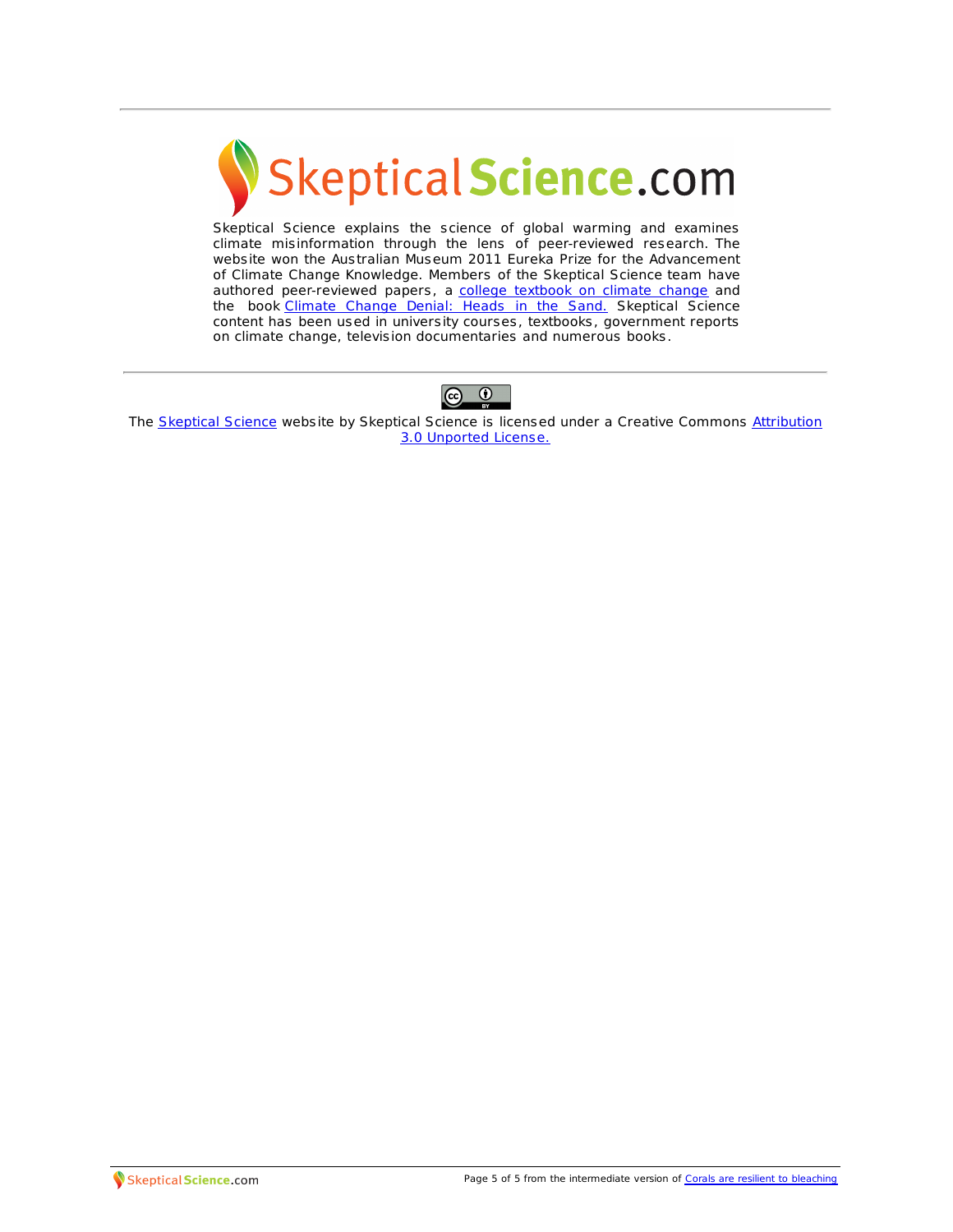Skeptical Science explains the science of global warming and examines climate misinformation through the lens of peer-reviewed research. The website won the Australian Museum 2011 Eureka Prize for the Advancement of Climate Change Knowledge. Members of the Skeptical Science team have authored peer-reviewed papers, a college textbook on climate change and the book Climate Change Denial: Heads in the Sand. Skeptical Science content has been used in university courses, textbooks, government reports on climate change, television documentaries and numerous books.

---

The Skeptical Science website by Skeptical Science is licensed under a Creative Commons Attribution 3.0 Unported License.